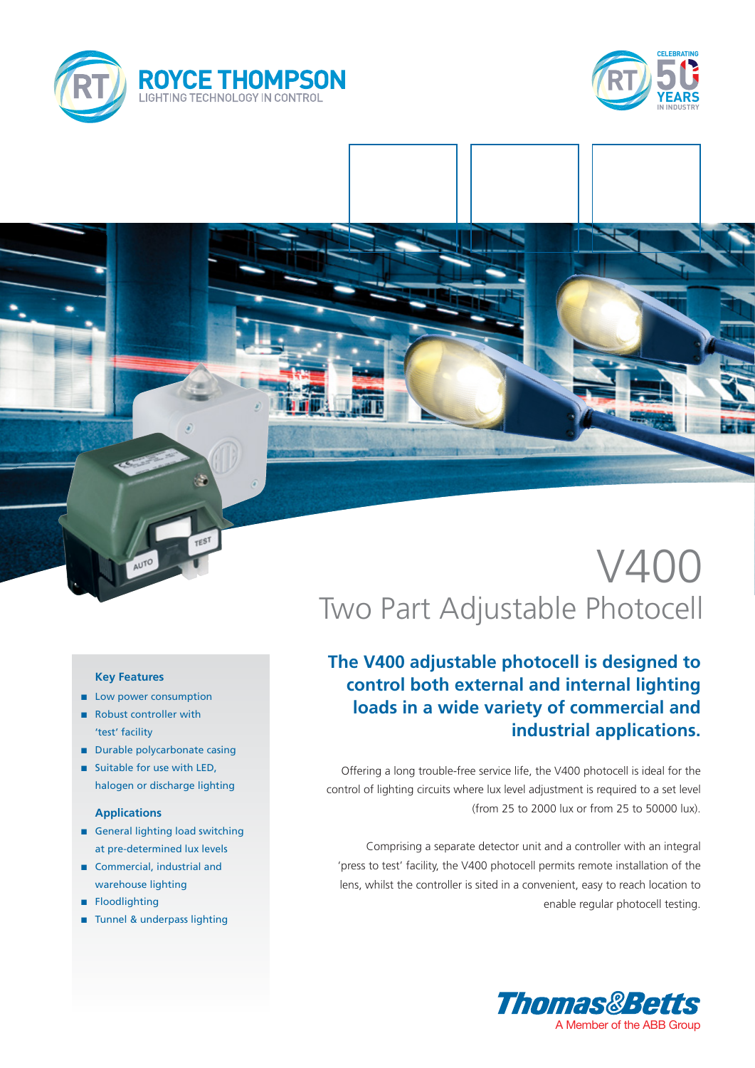ROYCE THOMPSON
LIGHTING TECHNOLOGY IN CONTROL

CELEBRATING 50 YEARS IN INDUSTRY

# V400

## Two Part Adjustable Photocell

### Key Features

- Low power consumption
- Robust controller with 'test' facility
- Durable polycarbonate casing
- Suitable for use with LED, halogen or discharge lighting

### Applications

- General lighting load switching at pre-determined lux levels
- Commercial, industrial and warehouse lighting
- Floodlighting
- Tunnel & underpass lighting

**The V400 adjustable photocell is designed to control both external and internal lighting loads in a wide variety of commercial and industrial applications.**

Offering a long trouble-free service life, the V400 photocell is ideal for the control of lighting circuits where lux level adjustment is required to a set level (from 25 to 2000 lux or from 25 to 50000 lux).

Comprising a separate detector unit and a controller with an integral 'press to test' facility, the V400 photocell permits remote installation of the lens, whilst the controller is sited in a convenient, easy to reach location to enable regular photocell testing.

Thomas&Betts
A Member of the ABB Group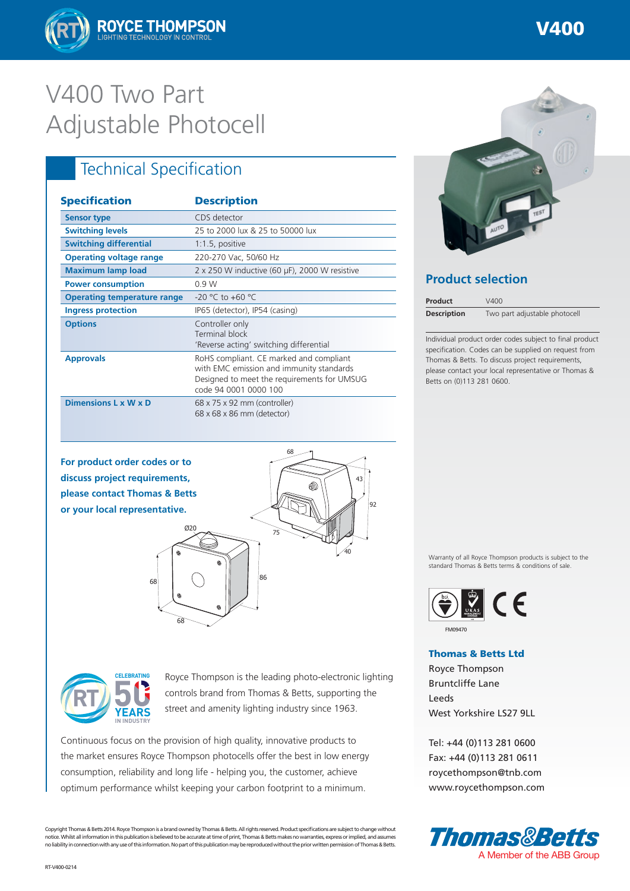# V400 Two Part Adjustable Photocell

## Technical Specification

| Specification | Description |
|---|---|
| Sensor type | CDS detector |
| Switching levels | 25 to 2000 lux & 25 to 50000 lux |
| Switching differential | 1:1.5, positive |
| Operating voltage range | 220-270 Vac, 50/60 Hz |
| Maximum lamp load | 2 x 250 W inductive (60 μF), 2000 W resistive |
| Power consumption | 0.9 W |
| Operating temperature range | -20 °C to +60 °C |
| Ingress protection | IP65 (detector), IP54 (casing) |
| Options | Controller only<br>Terminal block<br>'Reverse acting' switching differential |
| Approvals | RoHS compliant. CE marked and compliant with EMC emission and immunity standards<br>Designed to meet the requirements for UMSUG code 94 0001 0000 100 |
| Dimensions L x W x D | 68 x 75 x 92 mm (controller)<br>68 x 68 x 86 mm (detector) |

**For product order codes or to discuss project requirements, please contact Thomas & Betts or your local representative.**

68
43
92
75
40
Ø20
68
86
68

Royce Thompson is the leading photo-electronic lighting controls brand from Thomas & Betts, supporting the street and amenity lighting industry since 1963.

Continuous focus on the provision of high quality, innovative products to the market ensures Royce Thompson photocells offer the best in low energy consumption, reliability and long life - helping you, the customer, achieve optimum performance whilst keeping your carbon footprint to a minimum.

## Product selection

| | |
|---|---|
| **Product** | V400 |
| **Description** | Two part adjustable photocell |

Individual product order codes subject to final product specification. Codes can be supplied on request from Thomas & Betts. To discuss project requirements, please contact your local representative or Thomas & Betts on (0)113 281 0600.

Warranty of all Royce Thompson products is subject to the standard Thomas & Betts terms & conditions of sale.

FM09470

**Thomas & Betts Ltd**
Royce Thompson
Bruntcliffe Lane
Leeds
West Yorkshire LS27 9LL

Tel: +44 (0)113 281 0600
Fax: +44 (0)113 281 0611
roycethompson@tnb.com
www.roycethompson.com

Thomas&Betts
A Member of the ABB Group

Copyright Thomas & Betts 2014. Royce Thompson is a brand owned by Thomas & Betts. All rights reserved. Product specifications are subject to change without notice. Whilst all information in this publication is believed to be accurate at time of print, Thomas & Betts makes no warranties, express or implied, and assumes no liability in connection with any use of this information. No part of this publication may be reproduced without the prior written permission of Thomas & Betts.

RT-V400-0214